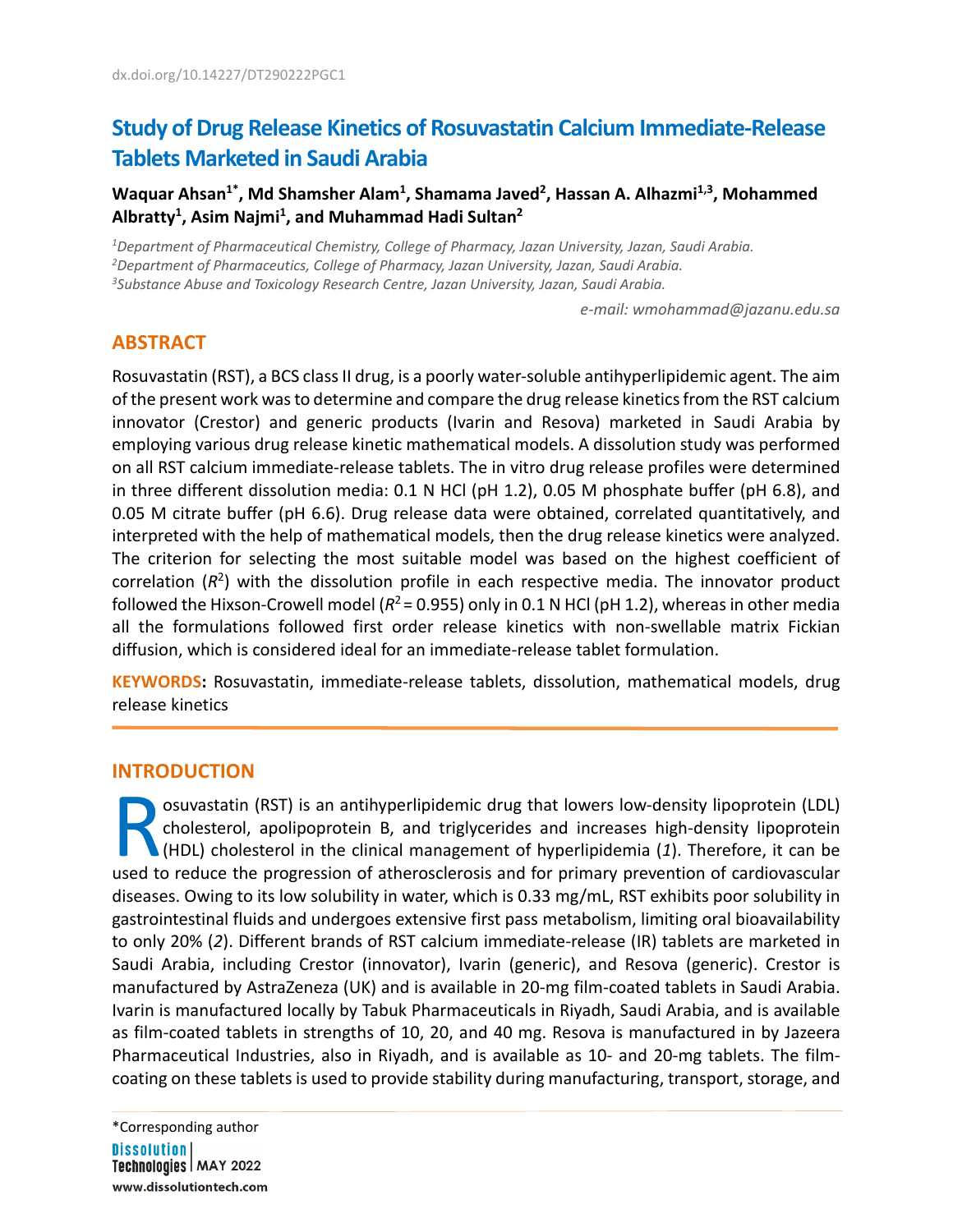dx.doi.org/10.14227/DT290222PGC1

# Study of Drug Release Kinetics of Rosuvastatin Calcium Immediate-Release Tablets Marketed in Saudi Arabia

**Waquar Ahsan[1*], Md Shamsher Alam[1], Shamama Javed[2], Hassan A. Alhazmi[1,3], Mohammed Albratty[1], Asim Najmi[1], and Muhammad Hadi Sultan[2]**

*[1]Department of Pharmaceutical Chemistry, College of Pharmacy, Jazan University, Jazan, Saudi Arabia.*
*[2]Department of Pharmaceutics, College of Pharmacy, Jazan University, Jazan, Saudi Arabia.*
*[3]Substance Abuse and Toxicology Research Centre, Jazan University, Jazan, Saudi Arabia.*

*e-mail: wmohammad@jazanu.edu.sa*

## ABSTRACT

Rosuvastatin (RST), a BCS class II drug, is a poorly water-soluble antihyperlipidemic agent. The aim of the present work was to determine and compare the drug release kinetics from the RST calcium innovator (Crestor) and generic products (Ivarin and Resova) marketed in Saudi Arabia by employing various drug release kinetic mathematical models. A dissolution study was performed on all RST calcium immediate-release tablets. The in vitro drug release profiles were determined in three different dissolution media: 0.1 N HCl (pH 1.2), 0.05 M phosphate buffer (pH 6.8), and 0.05 M citrate buffer (pH 6.6). Drug release data were obtained, correlated quantitatively, and interpreted with the help of mathematical models, then the drug release kinetics were analyzed. The criterion for selecting the most suitable model was based on the highest coefficient of correlation ($R^2$) with the dissolution profile in each respective media. The innovator product followed the Hixson-Crowell model ($R^2 = 0.955$) only in 0.1 N HCl (pH 1.2), whereas in other media all the formulations followed first order release kinetics with non-swellable matrix Fickian diffusion, which is considered ideal for an immediate-release tablet formulation.

**KEYWORDS:** Rosuvastatin, immediate-release tablets, dissolution, mathematical models, drug release kinetics

## INTRODUCTION

Rosuvastatin (RST) is an antihyperlipidemic drug that lowers low-density lipoprotein (LDL) cholesterol, apolipoprotein B, and triglycerides and increases high-density lipoprotein (HDL) cholesterol in the clinical management of hyperlipidemia (*1*). Therefore, it can be used to reduce the progression of atherosclerosis and for primary prevention of cardiovascular diseases. Owing to its low solubility in water, which is 0.33 mg/mL, RST exhibits poor solubility in gastrointestinal fluids and undergoes extensive first pass metabolism, limiting oral bioavailability to only 20% (*2*). Different brands of RST calcium immediate-release (IR) tablets are marketed in Saudi Arabia, including Crestor (innovator), Ivarin (generic), and Resova (generic). Crestor is manufactured by AstraZeneza (UK) and is available in 20-mg film-coated tablets in Saudi Arabia. Ivarin is manufactured locally by Tabuk Pharmaceuticals in Riyadh, Saudi Arabia, and is available as film-coated tablets in strengths of 10, 20, and 40 mg. Resova is manufactured in by Jazeera Pharmaceutical Industries, also in Riyadh, and is available as 10- and 20-mg tablets. The film-coating on these tablets is used to provide stability during manufacturing, transport, storage, and

*Corresponding author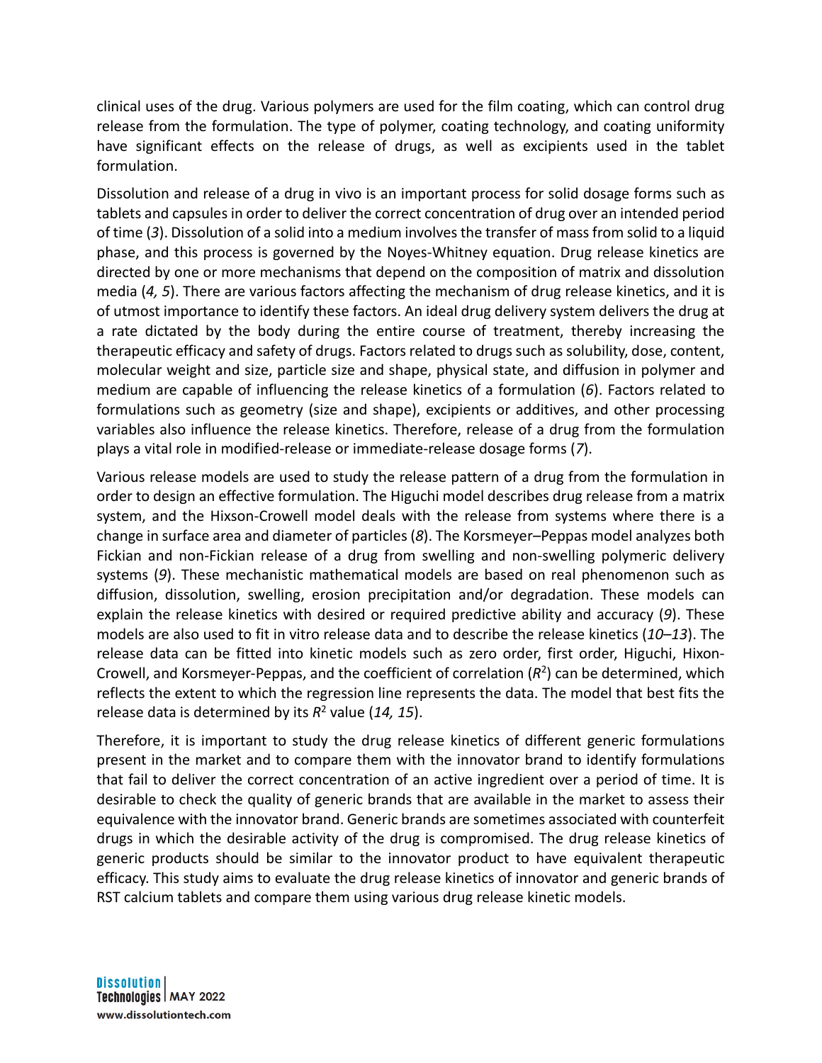clinical uses of the drug. Various polymers are used for the film coating, which can control drug release from the formulation. The type of polymer, coating technology, and coating uniformity have significant effects on the release of drugs, as well as excipients used in the tablet formulation.

Dissolution and release of a drug in vivo is an important process for solid dosage forms such as tablets and capsules in order to deliver the correct concentration of drug over an intended period of time (*3*). Dissolution of a solid into a medium involves the transfer of mass from solid to a liquid phase, and this process is governed by the Noyes-Whitney equation. Drug release kinetics are directed by one or more mechanisms that depend on the composition of matrix and dissolution media (*4, 5*). There are various factors affecting the mechanism of drug release kinetics, and it is of utmost importance to identify these factors. An ideal drug delivery system delivers the drug at a rate dictated by the body during the entire course of treatment, thereby increasing the therapeutic efficacy and safety of drugs. Factors related to drugs such as solubility, dose, content, molecular weight and size, particle size and shape, physical state, and diffusion in polymer and medium are capable of influencing the release kinetics of a formulation (*6*). Factors related to formulations such as geometry (size and shape), excipients or additives, and other processing variables also influence the release kinetics. Therefore, release of a drug from the formulation plays a vital role in modified-release or immediate-release dosage forms (*7*).

Various release models are used to study the release pattern of a drug from the formulation in order to design an effective formulation. The Higuchi model describes drug release from a matrix system, and the Hixson-Crowell model deals with the release from systems where there is a change in surface area and diameter of particles (*8*). The Korsmeyer–Peppas model analyzes both Fickian and non-Fickian release of a drug from swelling and non-swelling polymeric delivery systems (*9*). These mechanistic mathematical models are based on real phenomenon such as diffusion, dissolution, swelling, erosion precipitation and/or degradation. These models can explain the release kinetics with desired or required predictive ability and accuracy (*9*). These models are also used to fit in vitro release data and to describe the release kinetics (*10–13*). The release data can be fitted into kinetic models such as zero order, first order, Higuchi, Hixon-Crowell, and Korsmeyer-Peppas, and the coefficient of correlation ($R^2$) can be determined, which reflects the extent to which the regression line represents the data. The model that best fits the release data is determined by its $R^2$ value (*14, 15*).

Therefore, it is important to study the drug release kinetics of different generic formulations present in the market and to compare them with the innovator brand to identify formulations that fail to deliver the correct concentration of an active ingredient over a period of time. It is desirable to check the quality of generic brands that are available in the market to assess their equivalence with the innovator brand. Generic brands are sometimes associated with counterfeit drugs in which the desirable activity of the drug is compromised. The drug release kinetics of generic products should be similar to the innovator product to have equivalent therapeutic efficacy. This study aims to evaluate the drug release kinetics of innovator and generic brands of RST calcium tablets and compare them using various drug release kinetic models.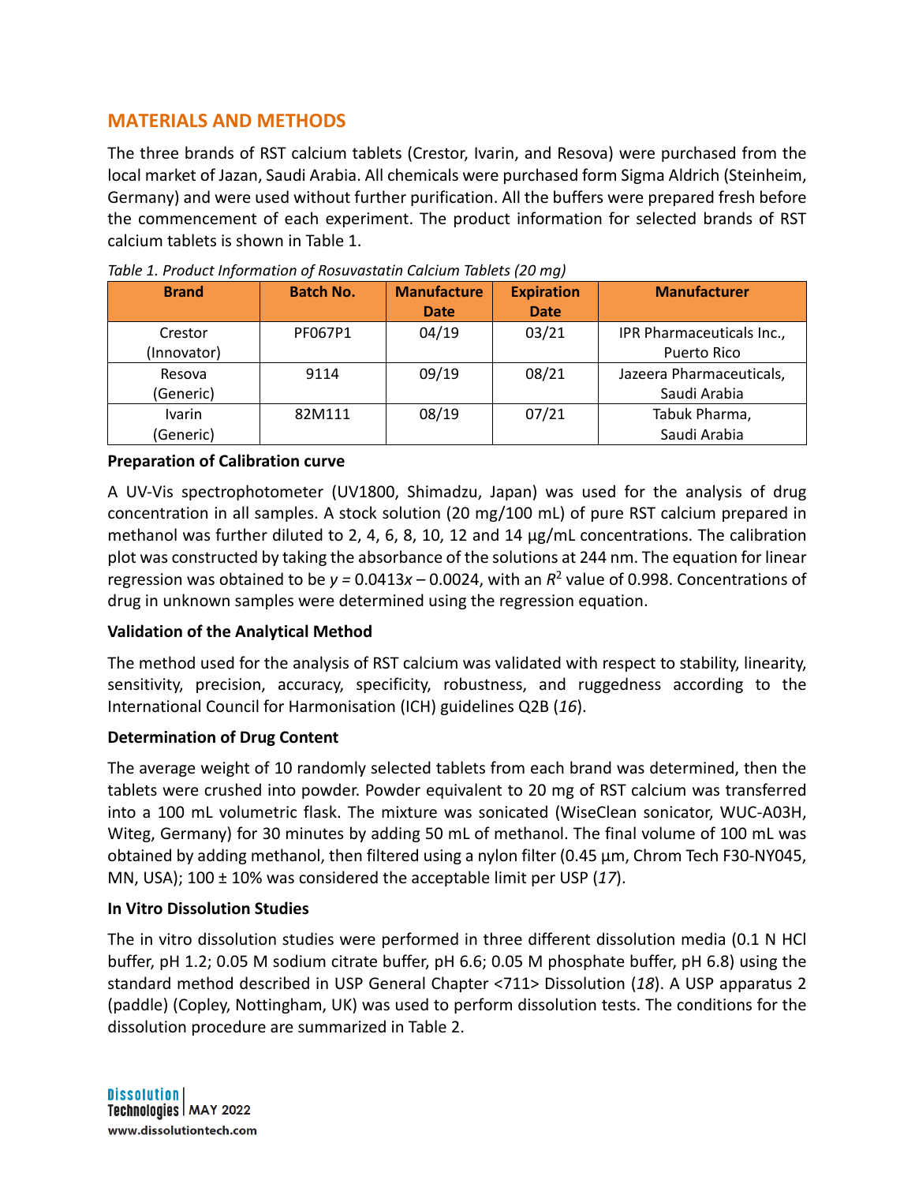## MATERIALS AND METHODS

The three brands of RST calcium tablets (Crestor, Ivarin, and Resova) were purchased from the local market of Jazan, Saudi Arabia. All chemicals were purchased form Sigma Aldrich (Steinheim, Germany) and were used without further purification. All the buffers were prepared fresh before the commencement of each experiment. The product information for selected brands of RST calcium tablets is shown in Table 1.

*Table 1. Product Information of Rosuvastatin Calcium Tablets (20 mg)*

| Brand | Batch No. | Manufacture Date | Expiration Date | Manufacturer |
|---|---|---|---|---|
| Crestor (Innovator) | PF067P1 | 04/19 | 03/21 | IPR Pharmaceuticals Inc., Puerto Rico |
| Resova (Generic) | 9114 | 09/19 | 08/21 | Jazeera Pharmaceuticals, Saudi Arabia |
| Ivarin (Generic) | 82M111 | 08/19 | 07/21 | Tabuk Pharma, Saudi Arabia |

**Preparation of Calibration curve**

A UV-Vis spectrophotometer (UV1800, Shimadzu, Japan) was used for the analysis of drug concentration in all samples. A stock solution (20 mg/100 mL) of pure RST calcium prepared in methanol was further diluted to 2, 4, 6, 8, 10, 12 and 14 µg/mL concentrations. The calibration plot was constructed by taking the absorbance of the solutions at 244 nm. The equation for linear regression was obtained to be $y = 0.0413x – 0.0024$, with an $R^2$ value of 0.998. Concentrations of drug in unknown samples were determined using the regression equation.

**Validation of the Analytical Method**

The method used for the analysis of RST calcium was validated with respect to stability, linearity, sensitivity, precision, accuracy, specificity, robustness, and ruggedness according to the International Council for Harmonisation (ICH) guidelines Q2B (*16*).

**Determination of Drug Content**

The average weight of 10 randomly selected tablets from each brand was determined, then the tablets were crushed into powder. Powder equivalent to 20 mg of RST calcium was transferred into a 100 mL volumetric flask. The mixture was sonicated (WiseClean sonicator, WUC-A03H, Witeg, Germany) for 30 minutes by adding 50 mL of methanol. The final volume of 100 mL was obtained by adding methanol, then filtered using a nylon filter (0.45 µm, Chrom Tech F30-NY045, MN, USA); 100 ± 10% was considered the acceptable limit per USP (*17*).

**In Vitro Dissolution Studies**

The in vitro dissolution studies were performed in three different dissolution media (0.1 N HCl buffer, pH 1.2; 0.05 M sodium citrate buffer, pH 6.6; 0.05 M phosphate buffer, pH 6.8) using the standard method described in USP General Chapter <711> Dissolution (*18*). A USP apparatus 2 (paddle) (Copley, Nottingham, UK) was used to perform dissolution tests. The conditions for the dissolution procedure are summarized in Table 2.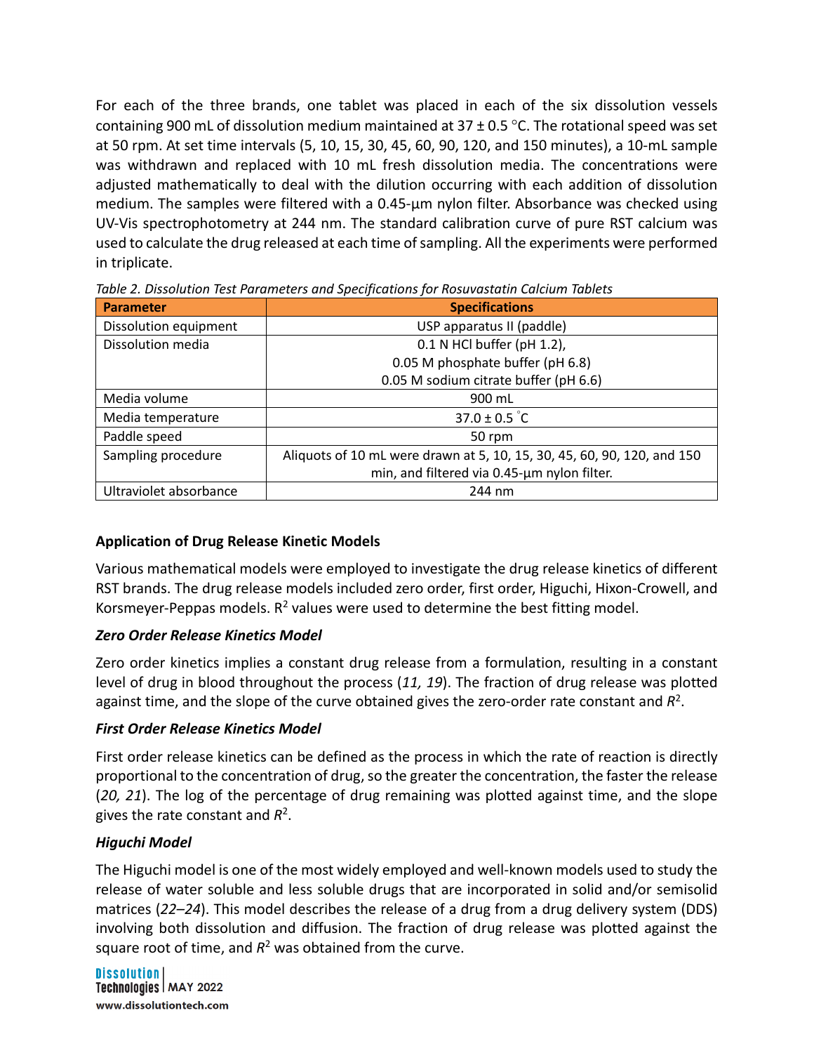For each of the three brands, one tablet was placed in each of the six dissolution vessels containing 900 mL of dissolution medium maintained at 37 ± 0.5 °C. The rotational speed was set at 50 rpm. At set time intervals (5, 10, 15, 30, 45, 60, 90, 120, and 150 minutes), a 10-mL sample was withdrawn and replaced with 10 mL fresh dissolution media. The concentrations were adjusted mathematically to deal with the dilution occurring with each addition of dissolution medium. The samples were filtered with a 0.45-µm nylon filter. Absorbance was checked using UV-Vis spectrophotometry at 244 nm. The standard calibration curve of pure RST calcium was used to calculate the drug released at each time of sampling. All the experiments were performed in triplicate.

*Table 2. Dissolution Test Parameters and Specifications for Rosuvastatin Calcium Tablets*

| Parameter | Specifications |
|---|---|
| Dissolution equipment | USP apparatus II (paddle) |
| Dissolution media | 0.1 N HCl buffer (pH 1.2),<br>0.05 M phosphate buffer (pH 6.8)<br>0.05 M sodium citrate buffer (pH 6.6) |
| Media volume | 900 mL |
| Media temperature | 37.0 ± 0.5 °C |
| Paddle speed | 50 rpm |
| Sampling procedure | Aliquots of 10 mL were drawn at 5, 10, 15, 30, 45, 60, 90, 120, and 150 min, and filtered via 0.45-µm nylon filter. |
| Ultraviolet absorbance | 244 nm |

### Application of Drug Release Kinetic Models

Various mathematical models were employed to investigate the drug release kinetics of different RST brands. The drug release models included zero order, first order, Higuchi, Hixon-Crowell, and Korsmeyer-Peppas models. $R^2$ values were used to determine the best fitting model.

#### *Zero Order Release Kinetics Model*

Zero order kinetics implies a constant drug release from a formulation, resulting in a constant level of drug in blood throughout the process (*11, 19*). The fraction of drug release was plotted against time, and the slope of the curve obtained gives the zero-order rate constant and $R^2$.

#### *First Order Release Kinetics Model*

First order release kinetics can be defined as the process in which the rate of reaction is directly proportional to the concentration of drug, so the greater the concentration, the faster the release (*20, 21*). The log of the percentage of drug remaining was plotted against time, and the slope gives the rate constant and $R^2$.

#### *Higuchi Model*

The Higuchi model is one of the most widely employed and well-known models used to study the release of water soluble and less soluble drugs that are incorporated in solid and/or semisolid matrices (*22–24*). This model describes the release of a drug from a drug delivery system (DDS) involving both dissolution and diffusion. The fraction of drug release was plotted against the square root of time, and $R^2$ was obtained from the curve.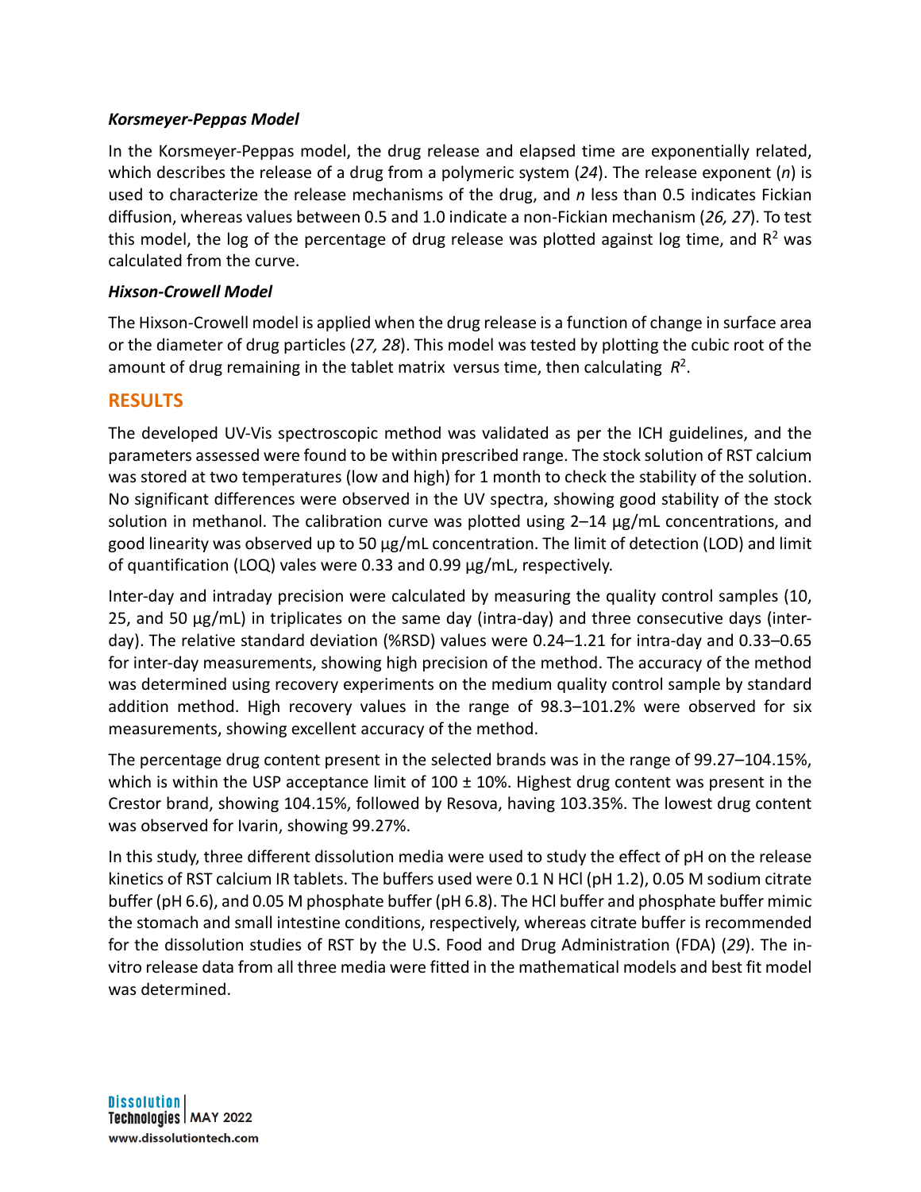### *Korsmeyer-Peppas Model*

In the Korsmeyer-Peppas model, the drug release and elapsed time are exponentially related, which describes the release of a drug from a polymeric system (*24*). The release exponent (*n*) is used to characterize the release mechanisms of the drug, and *n* less than 0.5 indicates Fickian diffusion, whereas values between 0.5 and 1.0 indicate a non-Fickian mechanism (*26, 27*). To test this model, the log of the percentage of drug release was plotted against log time, and $R^2$ was calculated from the curve.

### *Hixson-Crowell Model*

The Hixson-Crowell model is applied when the drug release is a function of change in surface area or the diameter of drug particles (*27, 28*). This model was tested by plotting the cubic root of the amount of drug remaining in the tablet matrix versus time, then calculating $R^2$.

## RESULTS

The developed UV-Vis spectroscopic method was validated as per the ICH guidelines, and the parameters assessed were found to be within prescribed range. The stock solution of RST calcium was stored at two temperatures (low and high) for 1 month to check the stability of the solution. No significant differences were observed in the UV spectra, showing good stability of the stock solution in methanol. The calibration curve was plotted using 2–14 µg/mL concentrations, and good linearity was observed up to 50 µg/mL concentration. The limit of detection (LOD) and limit of quantification (LOQ) vales were 0.33 and 0.99 µg/mL, respectively.

Inter-day and intraday precision were calculated by measuring the quality control samples (10, 25, and 50 µg/mL) in triplicates on the same day (intra-day) and three consecutive days (inter-day). The relative standard deviation (%RSD) values were 0.24–1.21 for intra-day and 0.33–0.65 for inter-day measurements, showing high precision of the method. The accuracy of the method was determined using recovery experiments on the medium quality control sample by standard addition method. High recovery values in the range of 98.3–101.2% were observed for six measurements, showing excellent accuracy of the method.

The percentage drug content present in the selected brands was in the range of 99.27–104.15%, which is within the USP acceptance limit of 100 ± 10%. Highest drug content was present in the Crestor brand, showing 104.15%, followed by Resova, having 103.35%. The lowest drug content was observed for Ivarin, showing 99.27%.

In this study, three different dissolution media were used to study the effect of pH on the release kinetics of RST calcium IR tablets. The buffers used were 0.1 N HCl (pH 1.2), 0.05 M sodium citrate buffer (pH 6.6), and 0.05 M phosphate buffer (pH 6.8). The HCl buffer and phosphate buffer mimic the stomach and small intestine conditions, respectively, whereas citrate buffer is recommended for the dissolution studies of RST by the U.S. Food and Drug Administration (FDA) (*29*). The in-vitro release data from all three media were fitted in the mathematical models and best fit model was determined.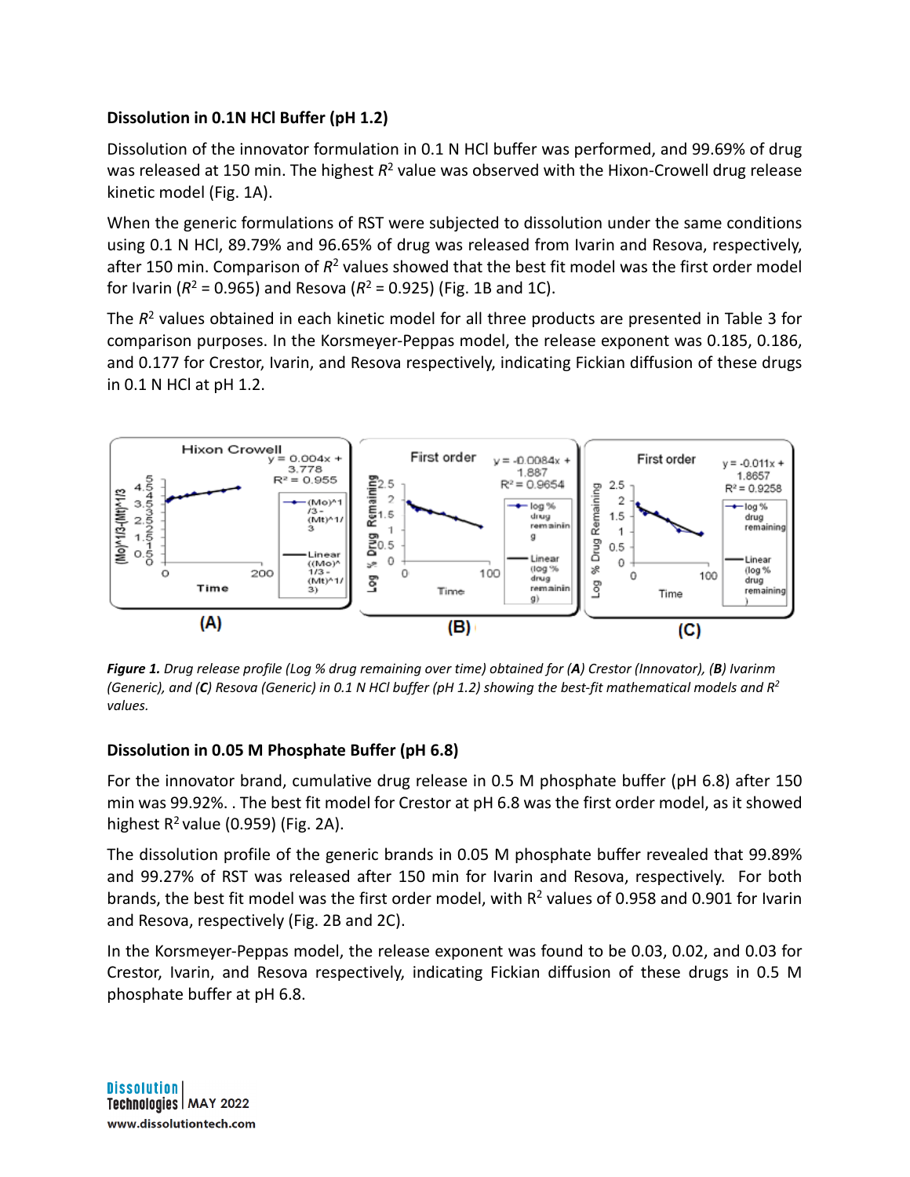### Dissolution in 0.1N HCl Buffer (pH 1.2)

Dissolution of the innovator formulation in 0.1 N HCl buffer was performed, and 99.69% of drug was released at 150 min. The highest $R^2$ value was observed with the Hixon-Crowell drug release kinetic model (Fig. 1A).

When the generic formulations of RST were subjected to dissolution under the same conditions using 0.1 N HCl, 89.79% and 96.65% of drug was released from Ivarin and Resova, respectively, after 150 min. Comparison of $R^2$ values showed that the best fit model was the first order model for Ivarin ($R^2$ = 0.965) and Resova ($R^2$ = 0.925) (Fig. 1B and 1C).

The $R^2$ values obtained in each kinetic model for all three products are presented in Table 3 for comparison purposes. In the Korsmeyer-Peppas model, the release exponent was 0.185, 0.186, and 0.177 for Crestor, Ivarin, and Resova respectively, indicating Fickian diffusion of these drugs in 0.1 N HCl at pH 1.2.

***Figure 1.*** *Drug release profile (Log % drug remaining over time) obtained for (**A**) Crestor (Innovator), (**B**) Ivarinm (Generic), and (**C**) Resova (Generic) in 0.1 N HCl buffer (pH 1.2) showing the best-fit mathematical models and $R^2$ values.*

### Dissolution in 0.05 M Phosphate Buffer (pH 6.8)

For the innovator brand, cumulative drug release in 0.5 M phosphate buffer (pH 6.8) after 150 min was 99.92%. . The best fit model for Crestor at pH 6.8 was the first order model, as it showed highest $R^2$ value (0.959) (Fig. 2A).

The dissolution profile of the generic brands in 0.05 M phosphate buffer revealed that 99.89% and 99.27% of RST was released after 150 min for Ivarin and Resova, respectively. For both brands, the best fit model was the first order model, with $R^2$ values of 0.958 and 0.901 for Ivarin and Resova, respectively (Fig. 2B and 2C).

In the Korsmeyer-Peppas model, the release exponent was found to be 0.03, 0.02, and 0.03 for Crestor, Ivarin, and Resova respectively, indicating Fickian diffusion of these drugs in 0.5 M phosphate buffer at pH 6.8.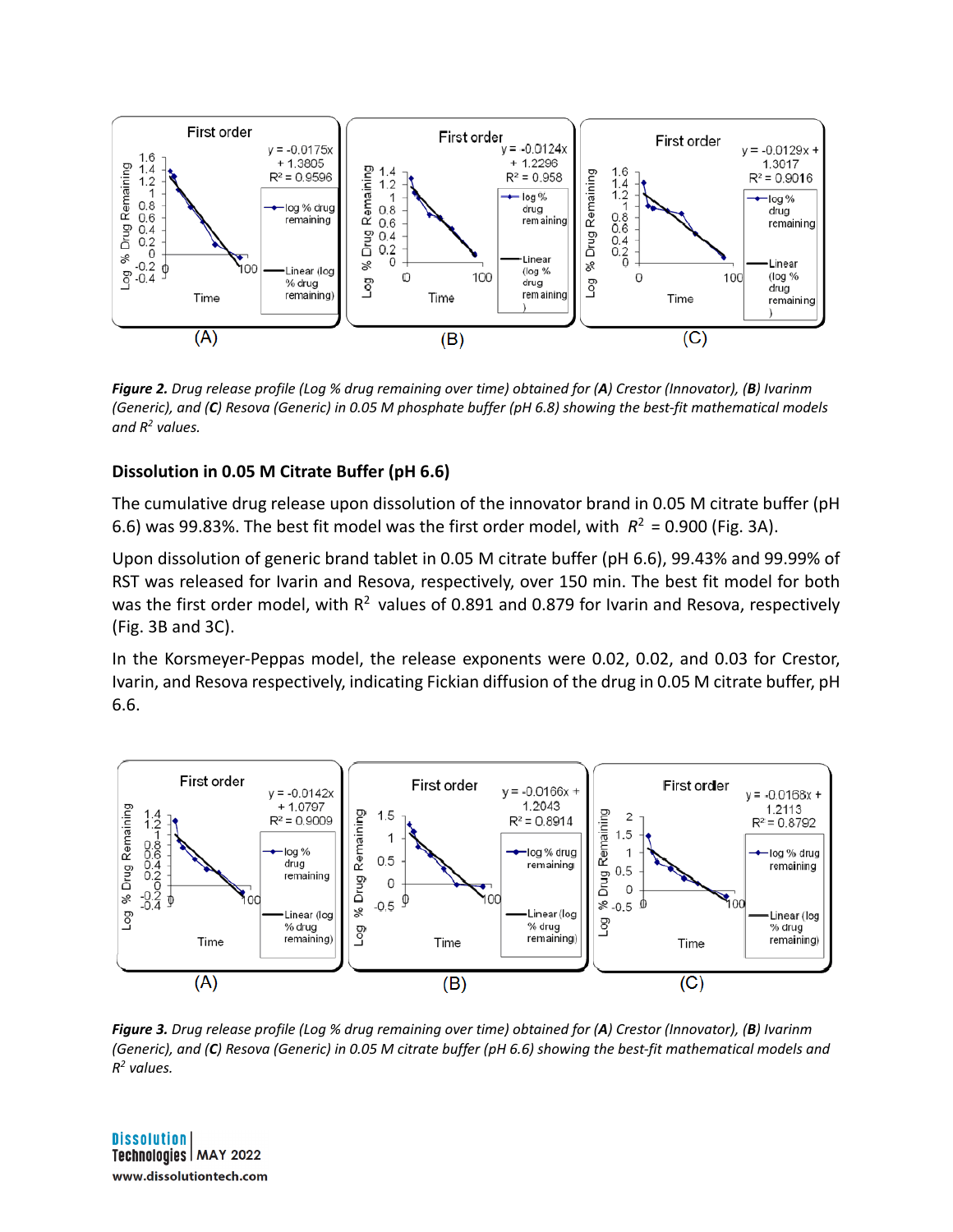*Figure 2. Drug release profile (Log % drug remaining over time) obtained for (**A**) Crestor (Innovator), (**B**) Ivarinm (Generic), and (**C**) Resova (Generic) in 0.05 M phosphate buffer (pH 6.8) showing the best-fit mathematical models and $R^2$ values.*

### Dissolution in 0.05 M Citrate Buffer (pH 6.6)

The cumulative drug release upon dissolution of the innovator brand in 0.05 M citrate buffer (pH 6.6) was 99.83%. The best fit model was the first order model, with $R^2$ = 0.900 (Fig. 3A).

Upon dissolution of generic brand tablet in 0.05 M citrate buffer (pH 6.6), 99.43% and 99.99% of RST was released for Ivarin and Resova, respectively, over 150 min. The best fit model for both was the first order model, with $R^2$ values of 0.891 and 0.879 for Ivarin and Resova, respectively (Fig. 3B and 3C).

In the Korsmeyer-Peppas model, the release exponents were 0.02, 0.02, and 0.03 for Crestor, Ivarin, and Resova respectively, indicating Fickian diffusion of the drug in 0.05 M citrate buffer, pH 6.6.

*Figure 3. Drug release profile (Log % drug remaining over time) obtained for (**A**) Crestor (Innovator), (**B**) Ivarinm (Generic), and (**C**) Resova (Generic) in 0.05 M citrate buffer (pH 6.6) showing the best-fit mathematical models and $R^2$ values.*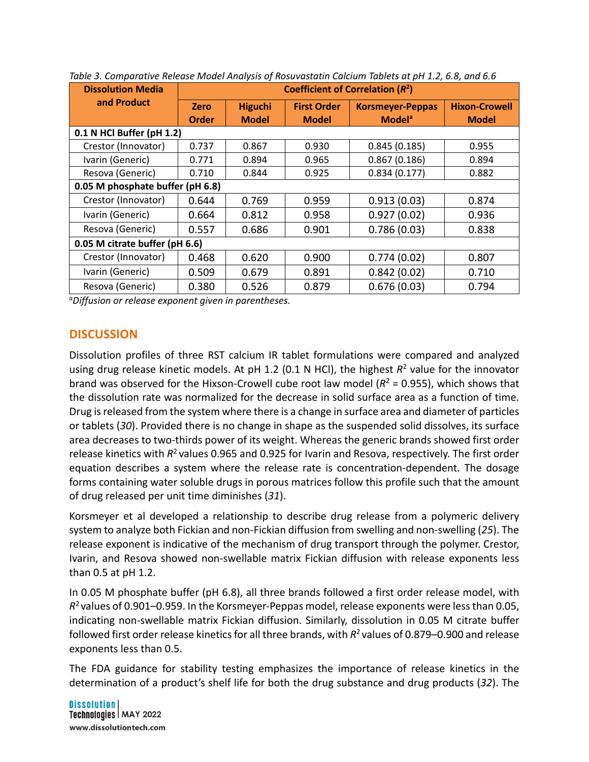*Table 3. Comparative Release Model Analysis of Rosuvastatin Calcium Tablets at pH 1.2, 6.8, and 6.6*

| Dissolution Media and Product | Coefficient of Correlation ($R^2$) | | | | |
|---|---|---|---|---|---|
| | Zero Order | Higuchi Model | First Order Model | Korsmeyer-Peppas Model[a] | Hixon-Crowell Model |
| **0.1 N HCl Buffer (pH 1.2)** | | | | | |
| Crestor (Innovator) | 0.737 | 0.867 | 0.930 | 0.845 (0.185) | 0.955 |
| Ivarin (Generic) | 0.771 | 0.894 | 0.965 | 0.867 (0.186) | 0.894 |
| Resova (Generic) | 0.710 | 0.844 | 0.925 | 0.834 (0.177) | 0.882 |
| **0.05 M phosphate buffer (pH 6.8)** | | | | | |
| Crestor (Innovator) | 0.644 | 0.769 | 0.959 | 0.913 (0.03) | 0.874 |
| Ivarin (Generic) | 0.664 | 0.812 | 0.958 | 0.927 (0.02) | 0.936 |
| Resova (Generic) | 0.557 | 0.686 | 0.901 | 0.786 (0.03) | 0.838 |
| **0.05 M citrate buffer (pH 6.6)** | | | | | |
| Crestor (Innovator) | 0.468 | 0.620 | 0.900 | 0.774 (0.02) | 0.807 |
| Ivarin (Generic) | 0.509 | 0.679 | 0.891 | 0.842 (0.02) | 0.710 |
| Resova (Generic) | 0.380 | 0.526 | 0.879 | 0.676 (0.03) | 0.794 |

[a]*Diffusion or release exponent given in parentheses.*

## DISCUSSION

Dissolution profiles of three RST calcium IR tablet formulations were compared and analyzed using drug release kinetic models. At pH 1.2 (0.1 N HCl), the highest $R^2$ value for the innovator brand was observed for the Hixson-Crowell cube root law model ($R^2$ = 0.955), which shows that the dissolution rate was normalized for the decrease in solid surface area as a function of time. Drug is released from the system where there is a change in surface area and diameter of particles or tablets (*30*). Provided there is no change in shape as the suspended solid dissolves, its surface area decreases to two-thirds power of its weight. Whereas the generic brands showed first order release kinetics with $R^2$ values 0.965 and 0.925 for Ivarin and Resova, respectively. The first order equation describes a system where the release rate is concentration-dependent. The dosage forms containing water soluble drugs in porous matrices follow this profile such that the amount of drug released per unit time diminishes (*31*).

Korsmeyer et al developed a relationship to describe drug release from a polymeric delivery system to analyze both Fickian and non-Fickian diffusion from swelling and non-swelling (*25*). The release exponent is indicative of the mechanism of drug transport through the polymer. Crestor, Ivarin, and Resova showed non-swellable matrix Fickian diffusion with release exponents less than 0.5 at pH 1.2.

In 0.05 M phosphate buffer (pH 6.8), all three brands followed a first order release model, with $R^2$ values of 0.901–0.959. In the Korsmeyer-Peppas model, release exponents were less than 0.05, indicating non-swellable matrix Fickian diffusion. Similarly, dissolution in 0.05 M citrate buffer followed first order release kinetics for all three brands, with $R^2$ values of 0.879–0.900 and release exponents less than 0.5.

The FDA guidance for stability testing emphasizes the importance of release kinetics in the determination of a product's shelf life for both the drug substance and drug products (*32*). The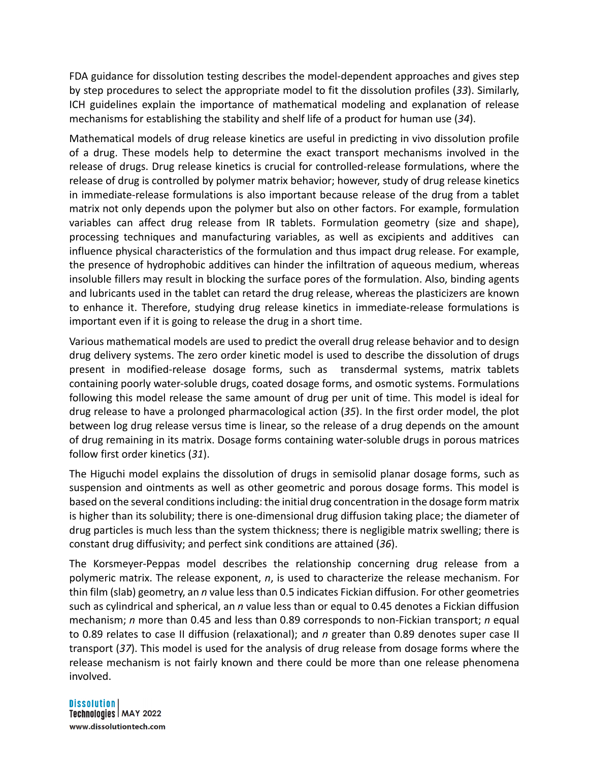FDA guidance for dissolution testing describes the model-dependent approaches and gives step by step procedures to select the appropriate model to fit the dissolution profiles (*33*). Similarly, ICH guidelines explain the importance of mathematical modeling and explanation of release mechanisms for establishing the stability and shelf life of a product for human use (*34*).

Mathematical models of drug release kinetics are useful in predicting in vivo dissolution profile of a drug. These models help to determine the exact transport mechanisms involved in the release of drugs. Drug release kinetics is crucial for controlled-release formulations, where the release of drug is controlled by polymer matrix behavior; however, study of drug release kinetics in immediate-release formulations is also important because release of the drug from a tablet matrix not only depends upon the polymer but also on other factors. For example, formulation variables can affect drug release from IR tablets. Formulation geometry (size and shape), processing techniques and manufacturing variables, as well as excipients and additives can influence physical characteristics of the formulation and thus impact drug release. For example, the presence of hydrophobic additives can hinder the infiltration of aqueous medium, whereas insoluble fillers may result in blocking the surface pores of the formulation. Also, binding agents and lubricants used in the tablet can retard the drug release, whereas the plasticizers are known to enhance it. Therefore, studying drug release kinetics in immediate-release formulations is important even if it is going to release the drug in a short time.

Various mathematical models are used to predict the overall drug release behavior and to design drug delivery systems. The zero order kinetic model is used to describe the dissolution of drugs present in modified-release dosage forms, such as transdermal systems, matrix tablets containing poorly water-soluble drugs, coated dosage forms, and osmotic systems. Formulations following this model release the same amount of drug per unit of time. This model is ideal for drug release to have a prolonged pharmacological action (*35*). In the first order model, the plot between log drug release versus time is linear, so the release of a drug depends on the amount of drug remaining in its matrix. Dosage forms containing water-soluble drugs in porous matrices follow first order kinetics (*31*).

The Higuchi model explains the dissolution of drugs in semisolid planar dosage forms, such as suspension and ointments as well as other geometric and porous dosage forms. This model is based on the several conditions including: the initial drug concentration in the dosage form matrix is higher than its solubility; there is one-dimensional drug diffusion taking place; the diameter of drug particles is much less than the system thickness; there is negligible matrix swelling; there is constant drug diffusivity; and perfect sink conditions are attained (*36*).

The Korsmeyer-Peppas model describes the relationship concerning drug release from a polymeric matrix. The release exponent, $n$, is used to characterize the release mechanism. For thin film (slab) geometry, an $n$ value less than 0.5 indicates Fickian diffusion. For other geometries such as cylindrical and spherical, an $n$ value less than or equal to 0.45 denotes a Fickian diffusion mechanism; $n$ more than 0.45 and less than 0.89 corresponds to non-Fickian transport; $n$ equal to 0.89 relates to case II diffusion (relaxational); and $n$ greater than 0.89 denotes super case II transport (*37*). This model is used for the analysis of drug release from dosage forms where the release mechanism is not fairly known and there could be more than one release phenomena involved.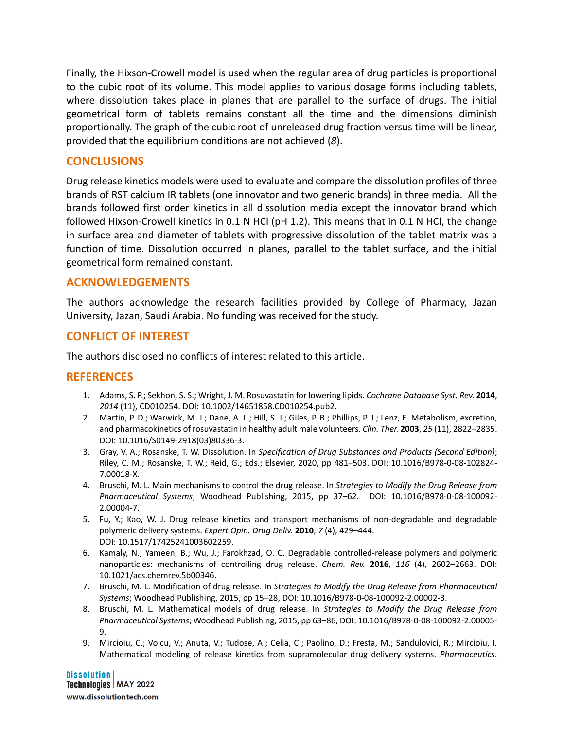Finally, the Hixson-Crowell model is used when the regular area of drug particles is proportional to the cubic root of its volume. This model applies to various dosage forms including tablets, where dissolution takes place in planes that are parallel to the surface of drugs. The initial geometrical form of tablets remains constant all the time and the dimensions diminish proportionally. The graph of the cubic root of unreleased drug fraction versus time will be linear, provided that the equilibrium conditions are not achieved (*8*).

## CONCLUSIONS

Drug release kinetics models were used to evaluate and compare the dissolution profiles of three brands of RST calcium IR tablets (one innovator and two generic brands) in three media. All the brands followed first order kinetics in all dissolution media except the innovator brand which followed Hixson-Crowell kinetics in 0.1 N HCl (pH 1.2). This means that in 0.1 N HCl, the change in surface area and diameter of tablets with progressive dissolution of the tablet matrix was a function of time. Dissolution occurred in planes, parallel to the tablet surface, and the initial geometrical form remained constant.

## ACKNOWLEDGEMENTS

The authors acknowledge the research facilities provided by College of Pharmacy, Jazan University, Jazan, Saudi Arabia. No funding was received for the study.

## CONFLICT OF INTEREST

The authors disclosed no conflicts of interest related to this article.

## REFERENCES

1. Adams, S. P.; Sekhon, S. S.; Wright, J. M. Rosuvastatin for lowering lipids. *Cochrane Database Syst. Rev.* **2014**, *2014* (11), CD010254. DOI: 10.1002/14651858.CD010254.pub2.
2. Martin, P. D.; Warwick, M. J.; Dane, A. L.; Hill, S. J.; Giles, P. B.; Phillips, P. J.; Lenz, E. Metabolism, excretion, and pharmacokinetics of rosuvastatin in healthy adult male volunteers. *Clin. Ther.* **2003**, *25* (11), 2822–2835. DOI: 10.1016/S0149-2918(03)80336-3.
3. Gray, V. A.; Rosanske, T. W. Dissolution. In *Specification of Drug Substances and Products (Second Edition)*; Riley, C. M.; Rosanske, T. W.; Reid, G.; Eds.; Elsevier, 2020, pp 481–503. DOI: 10.1016/B978-0-08-102824-7.00018-X.
4. Bruschi, M. L. Main mechanisms to control the drug release. In *Strategies to Modify the Drug Release from Pharmaceutical Systems*; Woodhead Publishing, 2015, pp 37–62. DOI: 10.1016/B978-0-08-100092-2.00004-7.
5. Fu, Y.; Kao, W. J. Drug release kinetics and transport mechanisms of non-degradable and degradable polymeric delivery systems. *Expert Opin. Drug Deliv.* **2010**, *7* (4), 429–444. DOI: 10.1517/17425241003602259.
6. Kamaly, N.; Yameen, B.; Wu, J.; Farokhzad, O. C. Degradable controlled-release polymers and polymeric nanoparticles: mechanisms of controlling drug release. *Chem. Rev.* **2016**, *116* (4), 2602–2663. DOI: 10.1021/acs.chemrev.5b00346.
7. Bruschi, M. L. Modification of drug release. In *Strategies to Modify the Drug Release from Pharmaceutical Systems*; Woodhead Publishing, 2015, pp 15–28, DOI: 10.1016/B978-0-08-100092-2.00002-3.
8. Bruschi, M. L. Mathematical models of drug release. In *Strategies to Modify the Drug Release from Pharmaceutical Systems*; Woodhead Publishing, 2015, pp 63–86, DOI: 10.1016/B978-0-08-100092-2.00005-9.
9. Mircioiu, C.; Voicu, V.; Anuta, V.; Tudose, A.; Celia, C.; Paolino, D.; Fresta, M.; Sandulovici, R.; Mircioiu, I. Mathematical modeling of release kinetics from supramolecular drug delivery systems. *Pharmaceutics*.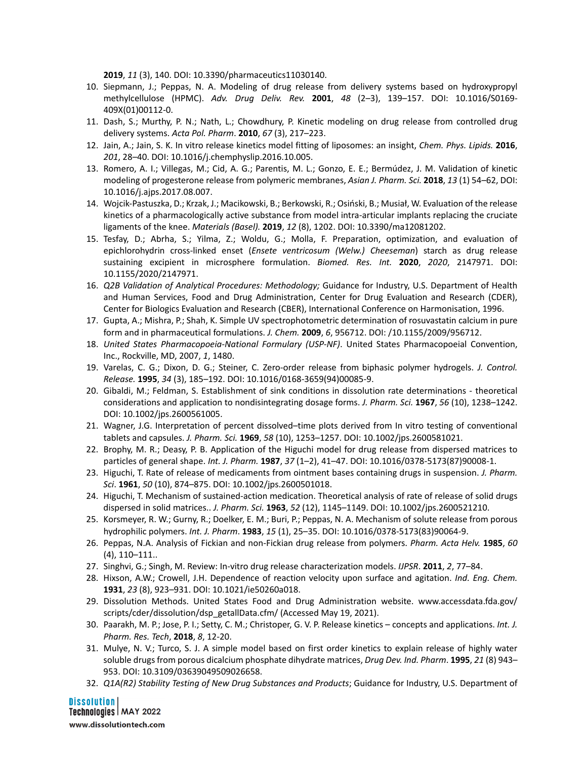**2019**, *11* (3), 140. DOI: 10.3390/pharmaceutics11030140.

10. Siepmann, J.; Peppas, N. A. Modeling of drug release from delivery systems based on hydroxypropyl methylcellulose (HPMC). *Adv. Drug Deliv. Rev.* **2001**, *48* (2–3), 139–157. DOI: 10.1016/S0169-409X(01)00112-0.
11. Dash, S.; Murthy, P. N.; Nath, L.; Chowdhury, P. Kinetic modeling on drug release from controlled drug delivery systems. *Acta Pol. Pharm*. **2010**, *67* (3), 217–223.
12. Jain, A.; Jain, S. K. In vitro release kinetics model fitting of liposomes: an insight, *Chem. Phys. Lipids.* **2016**, *201*, 28–40. DOI: 10.1016/j.chemphyslip.2016.10.005.
13. Romero, A. I.; Villegas, M.; Cid, A. G.; Parentis, M. L.; Gonzo, E. E.; Bermúdez, J. M. Validation of kinetic modeling of progesterone release from polymeric membranes, *Asian J. Pharm. Sci.* **2018**, *13* (1) 54–62, DOI: 10.1016/j.ajps.2017.08.007.
14. Wojcik-Pastuszka, D.; Krzak, J.; Macikowski, B.; Berkowski, R.; Osiński, B.; Musiał, W. Evaluation of the release kinetics of a pharmacologically active substance from model intra-articular implants replacing the cruciate ligaments of the knee. *Materials (Basel).* **2019**, *12* (8), 1202. DOI: 10.3390/ma12081202.
15. Tesfay, D.; Abrha, S.; Yilma, Z.; Woldu, G.; Molla, F. Preparation, optimization, and evaluation of epichlorohydrin cross-linked enset (*Ensete ventricosum (Welw.) Cheeseman*) starch as drug release sustaining excipient in microsphere formulation. *Biomed. Res. Int.* **2020**, *2020*, 2147971. DOI: 10.1155/2020/2147971.
16. *Q2B Validation of Analytical Procedures: Methodology;* Guidance for Industry, U.S. Department of Health and Human Services, Food and Drug Administration, Center for Drug Evaluation and Research (CDER), Center for Biologics Evaluation and Research (CBER), International Conference on Harmonisation, 1996.
17. Gupta, A.; Mishra, P.; Shah, K. Simple UV spectrophotometric determination of rosuvastatin calcium in pure form and in pharmaceutical formulations. *J. Chem.* **2009**, *6*, 956712. DOI: /10.1155/2009/956712.
18. *United States Pharmacopoeia-National Formulary (USP-NF)*. United States Pharmacopoeial Convention, Inc., Rockville, MD, 2007, *1*, 1480.
19. Varelas, C. G.; Dixon, D. G.; Steiner, C. Zero-order release from biphasic polymer hydrogels. *J. Control. Release.* **1995**, *34* (3), 185–192. DOI: 10.1016/0168-3659(94)00085-9.
20. Gibaldi, M.; Feldman, S. Establishment of sink conditions in dissolution rate determinations - theoretical considerations and application to nondisintegrating dosage forms. *J. Pharm. Sci.* **1967**, *56* (10), 1238–1242. DOI: 10.1002/jps.2600561005.
21. Wagner, J.G. Interpretation of percent dissolved–time plots derived from In vitro testing of conventional tablets and capsules. *J. Pharm. Sci.* **1969**, *58* (10), 1253–1257. DOI: 10.1002/jps.2600581021.
22. Brophy, M. R.; Deasy, P. B. Application of the Higuchi model for drug release from dispersed matrices to particles of general shape. *Int. J. Pharm.* **1987**, *37* (1–2), 41–47. DOI: 10.1016/0378-5173(87)90008-1.
23. Higuchi, T. Rate of release of medicaments from ointment bases containing drugs in suspension. *J. Pharm. Sci*. **1961**, *50* (10), 874–875. DOI: 10.1002/jps.2600501018.
24. Higuchi, T. Mechanism of sustained-action medication. Theoretical analysis of rate of release of solid drugs dispersed in solid matrices.. *J. Pharm. Sci.* **1963**, *52* (12), 1145–1149. DOI: 10.1002/jps.2600521210.
25. Korsmeyer, R. W.; Gurny, R.; Doelker, E. M.; Buri, P.; Peppas, N. A. Mechanism of solute release from porous hydrophilic polymers. *Int. J. Pharm*. **1983**, *15* (1), 25–35. DOI: 10.1016/0378-5173(83)90064-9.
26. Peppas, N.A. Analysis of Fickian and non-Fickian drug release from polymers. *Pharm. Acta Helv.* **1985**, *60* (4), 110–111..
27. Singhvi, G.; Singh, M. Review: In-vitro drug release characterization models. *IJPSR*. **2011**, *2*, 77–84.
28. Hixson, A.W.; Crowell, J.H. Dependence of reaction velocity upon surface and agitation. *Ind. Eng. Chem.* **1931**, *23* (8), 923–931. DOI: 10.1021/ie50260a018.
29. Dissolution Methods. United States Food and Drug Administration website. www.accessdata.fda.gov/scripts/cder/dissolution/dsp_getallData.cfm/ (Accessed May 19, 2021).
30. Paarakh, M. P.; Jose, P. I.; Setty, C. M.; Christoper, G. V. P. Release kinetics – concepts and applications. *Int. J. Pharm. Res. Tech*, **2018**, *8*, 12-20.
31. Mulye, N. V.; Turco, S. J. A simple model based on first order kinetics to explain release of highly water soluble drugs from porous dicalcium phosphate dihydrate matrices, *Drug Dev. Ind. Pharm*. **1995**, *21* (8) 943–953. DOI: 10.3109/03639049509026658.
32. *Q1A(R2) Stability Testing of New Drug Substances and Products*; Guidance for Industry, U.S. Department of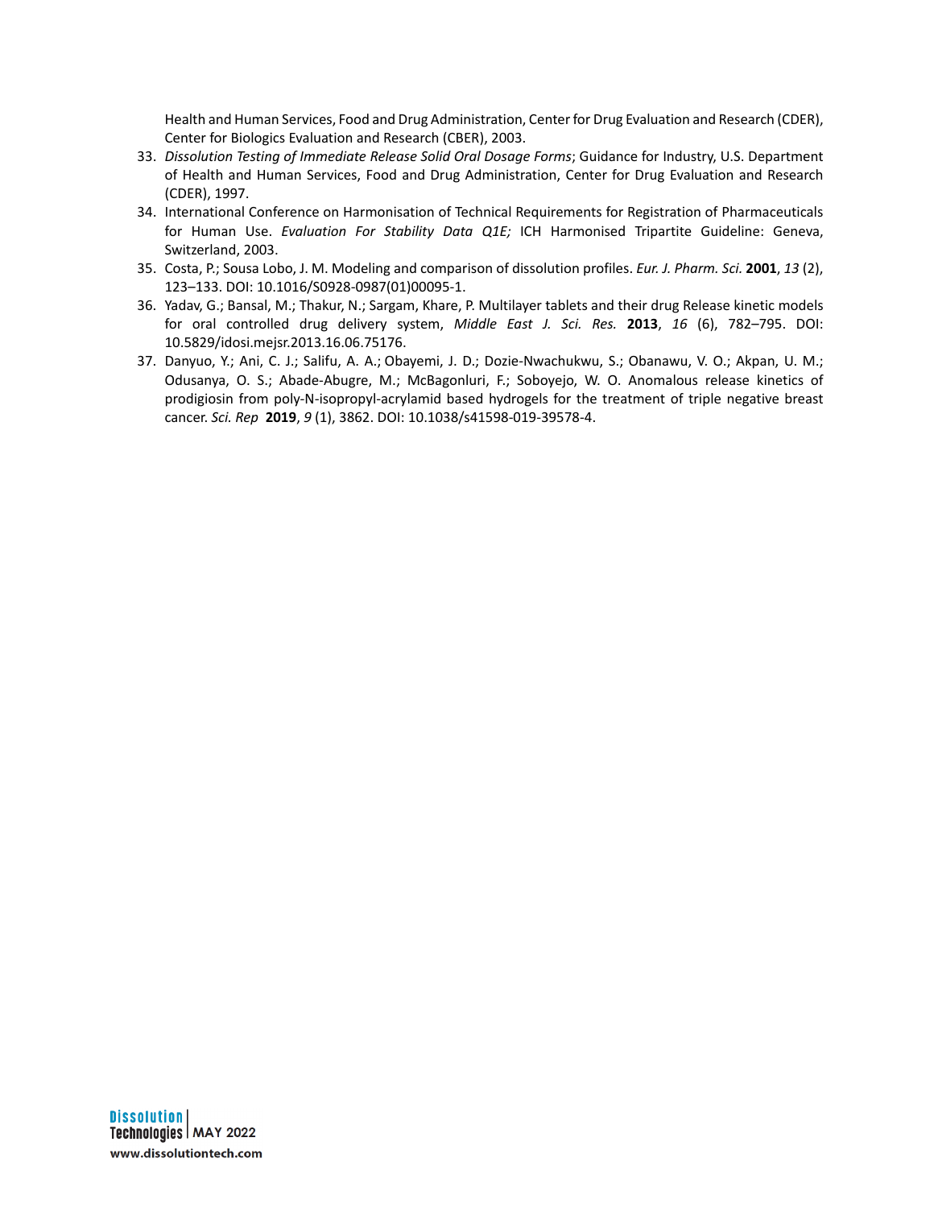Health and Human Services, Food and Drug Administration, Center for Drug Evaluation and Research (CDER), Center for Biologics Evaluation and Research (CBER), 2003.

33. *Dissolution Testing of Immediate Release Solid Oral Dosage Forms*; Guidance for Industry, U.S. Department of Health and Human Services, Food and Drug Administration, Center for Drug Evaluation and Research (CDER), 1997.
34. International Conference on Harmonisation of Technical Requirements for Registration of Pharmaceuticals for Human Use. *Evaluation For Stability Data Q1E;* ICH Harmonised Tripartite Guideline: Geneva, Switzerland, 2003.
35. Costa, P.; Sousa Lobo, J. M. Modeling and comparison of dissolution profiles. *Eur. J. Pharm. Sci.* **2001**, *13* (2), 123–133. DOI: 10.1016/S0928-0987(01)00095-1.
36. Yadav, G.; Bansal, M.; Thakur, N.; Sargam, Khare, P. Multilayer tablets and their drug Release kinetic models for oral controlled drug delivery system, *Middle East J. Sci. Res.* **2013**, *16* (6), 782–795. DOI: 10.5829/idosi.mejsr.2013.16.06.75176.
37. Danyuo, Y.; Ani, C. J.; Salifu, A. A.; Obayemi, J. D.; Dozie-Nwachukwu, S.; Obanawu, V. O.; Akpan, U. M.; Odusanya, O. S.; Abade-Abugre, M.; McBagonluri, F.; Soboyejo, W. O. Anomalous release kinetics of prodigiosin from poly-N-isopropyl-acrylamid based hydrogels for the treatment of triple negative breast cancer. *Sci. Rep* **2019**, *9* (1), 3862. DOI: 10.1038/s41598-019-39578-4.